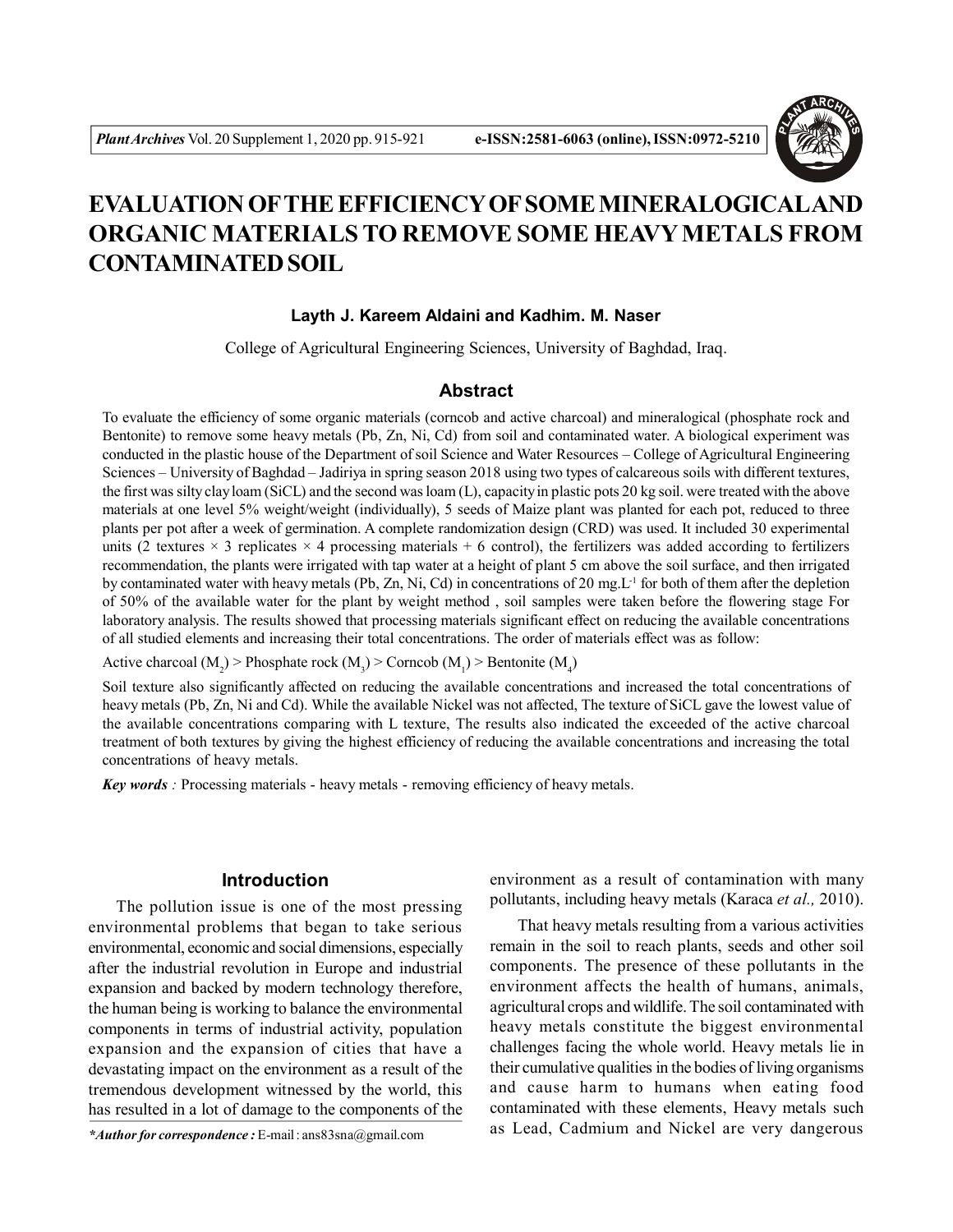// EVALUATION OF THE EFFICIENCY OF SOME MINERALOGICAL AND ORGANIC MATERIALS TO REMOVE SOME HEAVY METALS FROM CONTAMINATED SOIL

**Layth J. Kareem Aldaini and Kadhim. M. Naser**

College of Agricultural Engineering Sciences, University of Baghdad, Iraq.

## Abstract

To evaluate the efficiency of some organic materials (corncob and active charcoal) and mineralogical (phosphate rock and Bentonite) to remove some heavy metals (Pb, Zn, Ni, Cd) from soil and contaminated water. A biological experiment was conducted in the plastic house of the Department of soil Science and Water Resources – College of Agricultural Engineering Sciences – University of Baghdad – Jadiriya in spring season 2018 using two types of calcareous soils with different textures, the first was silty clay loam (SiCL) and the second was loam (L), capacity in plastic pots 20 kg soil. were treated with the above materials at one level 5% weight/weight (individually), 5 seeds of Maize plant was planted for each pot, reduced to three plants per pot after a week of germination. A complete randomization design (CRD) was used. It included 30 experimental units (2 textures × 3 replicates × 4 processing materials + 6 control), the fertilizers was added according to fertilizers recommendation, the plants were irrigated with tap water at a height of plant 5 cm above the soil surface, and then irrigated by contaminated water with heavy metals (Pb, Zn, Ni, Cd) in concentrations of 20 $mg.L^{-1}$ for both of them after the depletion of 50% of the available water for the plant by weight method , soil samples were taken before the flowering stage For laboratory analysis. The results showed that processing materials significant effect on reducing the available concentrations of all studied elements and increasing their total concentrations. The order of materials effect was as follow:

Active charcoal ($M_2$) > Phosphate rock ($M_3$) > Corncob ($M_1$) > Bentonite ($M_4$)

Soil texture also significantly affected on reducing the available concentrations and increased the total concentrations of heavy metals (Pb, Zn, Ni and Cd). While the available Nickel was not affected, The texture of SiCL gave the lowest value of the available concentrations comparing with L texture, The results also indicated the exceeded of the active charcoal treatment of both textures by giving the highest efficiency of reducing the available concentrations and increasing the total concentrations of heavy metals.

***Key words*** *:* Processing materials - heavy metals - removing efficiency of heavy metals.

## Introduction

The pollution issue is one of the most pressing environmental problems that began to take serious environmental, economic and social dimensions, especially after the industrial revolution in Europe and industrial expansion and backed by modern technology therefore, the human being is working to balance the environmental components in terms of industrial activity, population expansion and the expansion of cities that have a devastating impact on the environment as a result of the tremendous development witnessed by the world, this has resulted in a lot of damage to the components of the environment as a result of contamination with many pollutants, including heavy metals (Karaca *et al.,* 2010).

That heavy metals resulting from a various activities remain in the soil to reach plants, seeds and other soil components. The presence of these pollutants in the environment affects the health of humans, animals, agricultural crops and wildlife. The soil contaminated with heavy metals constitute the biggest environmental challenges facing the whole world. Heavy metals lie in their cumulative qualities in the bodies of living organisms and cause harm to humans when eating food contaminated with these elements, Heavy metals such as Lead, Cadmium and Nickel are very dangerous

***Author for correspondence :*** E-mail : ans83sna@gmail.com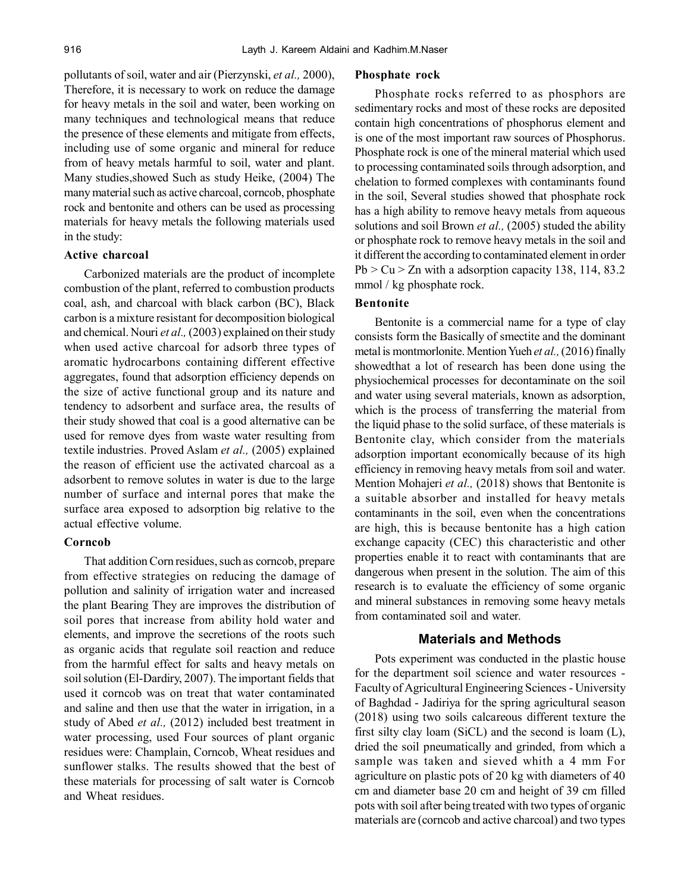pollutants of soil, water and air (Pierzynski, *et al.,* 2000), Therefore, it is necessary to work on reduce the damage for heavy metals in the soil and water, been working on many techniques and technological means that reduce the presence of these elements and mitigate from effects, including use of some organic and mineral for reduce from of heavy metals harmful to soil, water and plant. Many studies,showed Such as study Heike, (2004) The many material such as active charcoal, corncob, phosphate rock and bentonite and others can be used as processing materials for heavy metals the following materials used in the study:

### Active charcoal

Carbonized materials are the product of incomplete combustion of the plant, referred to combustion products coal, ash, and charcoal with black carbon (BC), Black carbon is a mixture resistant for decomposition biological and chemical. Nouri *et al.,* (2003) explained on their study when used active charcoal for adsorb three types of aromatic hydrocarbons containing different effective aggregates, found that adsorption efficiency depends on the size of active functional group and its nature and tendency to adsorbent and surface area, the results of their study showed that coal is a good alternative can be used for remove dyes from waste water resulting from textile industries. Proved Aslam *et al.,* (2005) explained the reason of efficient use the activated charcoal as a adsorbent to remove solutes in water is due to the large number of surface and internal pores that make the surface area exposed to adsorption big relative to the actual effective volume.

### Corncob

That addition Corn residues, such as corncob, prepare from effective strategies on reducing the damage of pollution and salinity of irrigation water and increased the plant Bearing They are improves the distribution of soil pores that increase from ability hold water and elements, and improve the secretions of the roots such as organic acids that regulate soil reaction and reduce from the harmful effect for salts and heavy metals on soil solution (El-Dardiry, 2007). The important fields that used it corncob was on treat that water contaminated and saline and then use that the water in irrigation, in a study of Abed *et al.,* (2012) included best treatment in water processing, used Four sources of plant organic residues were: Champlain, Corncob, Wheat residues and sunflower stalks. The results showed that the best of these materials for processing of salt water is Corncob and Wheat residues.

### Phosphate rock

Phosphate rocks referred to as phosphors are sedimentary rocks and most of these rocks are deposited contain high concentrations of phosphorus element and is one of the most important raw sources of Phosphorus. Phosphate rock is one of the mineral material which used to processing contaminated soils through adsorption, and chelation to formed complexes with contaminants found in the soil, Several studies showed that phosphate rock has a high ability to remove heavy metals from aqueous solutions and soil Brown *et al.,* (2005) studed the ability or phosphate rock to remove heavy metals in the soil and it different the according to contaminated element in order Pb > Cu > Zn with a adsorption capacity 138, 114, 83.2 mmol / kg phosphate rock.

### Bentonite

Bentonite is a commercial name for a type of clay consists form the Basically of smectite and the dominant metal is montmorlonite. Mention Yueh *et al.,* (2016) finally showedthat a lot of research has been done using the physiochemical processes for decontaminate on the soil and water using several materials, known as adsorption, which is the process of transferring the material from the liquid phase to the solid surface, of these materials is Bentonite clay, which consider from the materials adsorption important economically because of its high efficiency in removing heavy metals from soil and water. Mention Mohajeri *et al.,* (2018) shows that Bentonite is a suitable absorber and installed for heavy metals contaminants in the soil, even when the concentrations are high, this is because bentonite has a high cation exchange capacity (CEC) this characteristic and other properties enable it to react with contaminants that are dangerous when present in the solution. The aim of this research is to evaluate the efficiency of some organic and mineral substances in removing some heavy metals from contaminated soil and water.

## Materials and Methods

Pots experiment was conducted in the plastic house for the department soil science and water resources - Faculty of Agricultural Engineering Sciences - University of Baghdad - Jadiriya for the spring agricultural season (2018) using two soils calcareous different texture the first silty clay loam (SiCL) and the second is loam (L), dried the soil pneumatically and grinded, from which a sample was taken and sieved whith a 4 mm For agriculture on plastic pots of 20 kg with diameters of 40 cm and diameter base 20 cm and height of 39 cm filled pots with soil after being treated with two types of organic materials are (corncob and active charcoal) and two types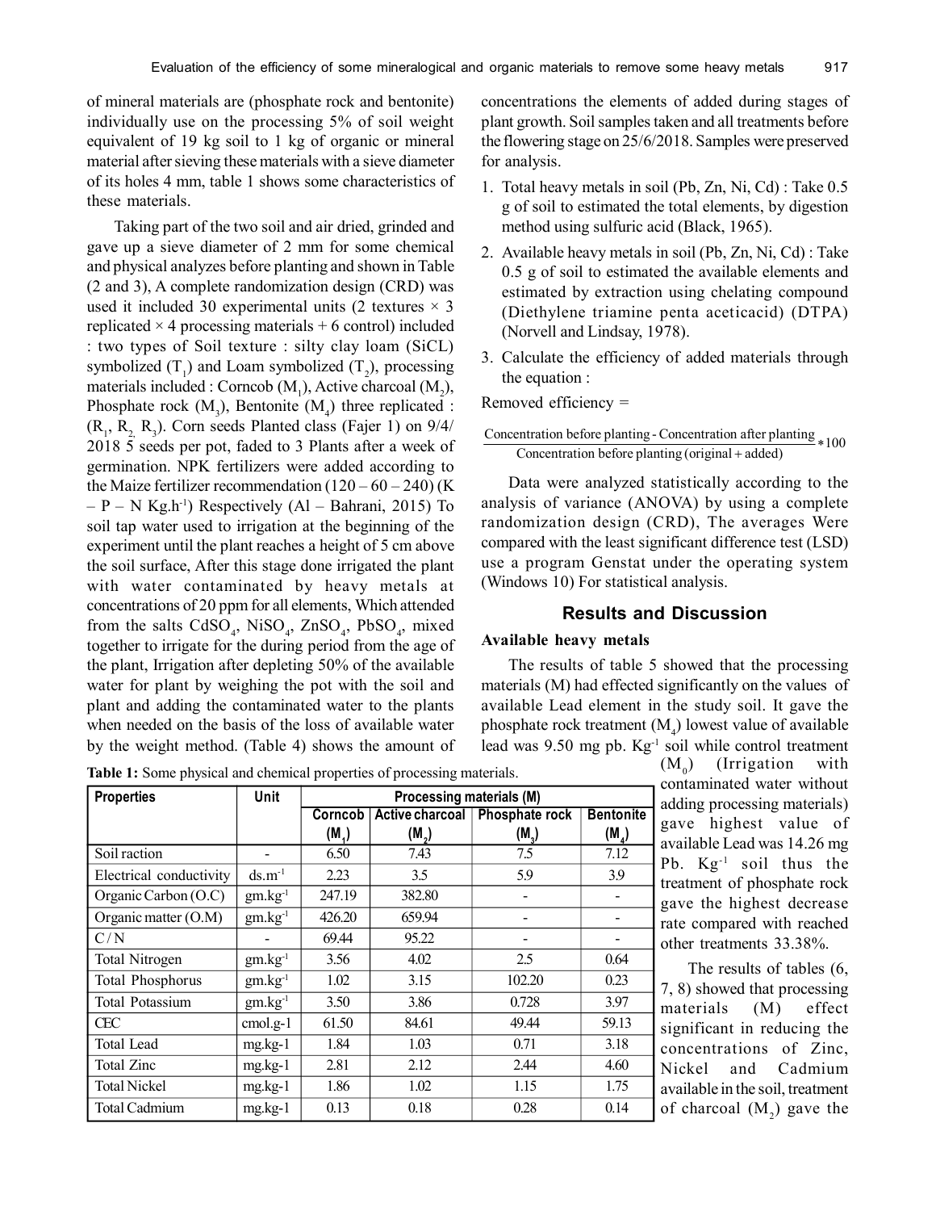of mineral materials are (phosphate rock and bentonite) individually use on the processing 5% of soil weight equivalent of 19 kg soil to 1 kg of organic or mineral material after sieving these materials with a sieve diameter of its holes 4 mm, table 1 shows some characteristics of these materials.

Taking part of the two soil and air dried, grinded and gave up a sieve diameter of 2 mm for some chemical and physical analyzes before planting and shown in Table (2 and 3), A complete randomization design (CRD) was used it included 30 experimental units (2 textures × 3 replicated × 4 processing materials + 6 control) included : two types of Soil texture : silty clay loam (SiCL) symbolized ($T_1$) and Loam symbolized ($T_2$), processing materials included : Corncob ($M_1$), Active charcoal ($M_2$), Phosphate rock ($M_3$), Bentonite ($M_4$) three replicated : ($R_1$, $R_2$, $R_3$). Corn seeds Planted class (Fajer 1) on 9/4/2018 5 seeds per pot, faded to 3 Plants after a week of germination. NPK fertilizers were added according to the Maize fertilizer recommendation (120 – 60 – 240) (K – P – N $Kg.h^{-1}$) Respectively (Al – Bahrani, 2015) To soil tap water used to irrigation at the beginning of the experiment until the plant reaches a height of 5 cm above the soil surface, After this stage done irrigated the plant with water contaminated by heavy metals at concentrations of 20 ppm for all elements, Which attended from the salts $CdSO_4$, $NiSO_4$, $ZnSO_4$, $PbSO_4$, mixed together to irrigate for the during period from the age of the plant, Irrigation after depleting 50% of the available water for plant by weighing the pot with the soil and plant and adding the contaminated water to the plants when needed on the basis of the loss of available water by the weight method. (Table 4) shows the amount of concentrations the elements of added during stages of plant growth. Soil samples taken and all treatments before the flowering stage on 25/6/2018. Samples were preserved for analysis.

1. Total heavy metals in soil (Pb, Zn, Ni, Cd) : Take 0.5 g of soil to estimated the total elements, by digestion method using sulfuric acid (Black, 1965).
2. Available heavy metals in soil (Pb, Zn, Ni, Cd) : Take 0.5 g of soil to estimated the available elements and estimated by extraction using chelating compound (Diethylene triamine penta aceticacid) (DTPA) (Norvell and Lindsay, 1978).
3. Calculate the efficiency of added materials through the equation :

Removed efficiency =

$$\frac{\text{Concentration before planting} - \text{Concentration after planting}}{\text{Concentration before planting (original + added)}} * 100$$

Data were analyzed statistically according to the analysis of variance (ANOVA) by using a complete randomization design (CRD), The averages Were compared with the least significant difference test (LSD) use a program Genstat under the operating system (Windows 10) For statistical analysis.

## Results and Discussion

### Available heavy metals

The results of table 5 showed that the processing materials (M) had effected significantly on the values of available Lead element in the study soil. It gave the phosphate rock treatment ($M_4$) lowest value of available lead was 9.50 mg pb. $Kg^{-1}$ soil while control treatment ($M_0$) (Irrigation with contaminated water without adding processing materials) gave highest value of available Lead was 14.26 mg Pb. $Kg^{-1}$ soil thus the treatment of phosphate rock gave the highest decrease rate compared with reached other treatments 33.38%.

The results of tables (6, 7, 8) showed that processing materials (M) effect significant in reducing the concentrations of Zinc, Nickel and Cadmium available in the soil, treatment of charcoal ($M_2$) gave the

**Table 1:** Some physical and chemical properties of processing materials.

| Properties | Unit | Processing materials (M) | | | |
|---|---|---|---|---|---|
| | | Corncob ($M_1$) | Active charcoal ($M_2$) | Phosphate rock ($M_3$) | Bentonite ($M_4$) |
| Soil raction | - | 6.50 | 7.43 | 7.5 | 7.12 |
| Electrical conductivity | $ds.m^{-1}$ | 2.23 | 3.5 | 5.9 | 3.9 |
| Organic Carbon (O.C) | $gm.kg^{-1}$ | 247.19 | 382.80 | - | - |
| Organic matter (O.M) | $gm.kg^{-1}$ | 426.20 | 659.94 | - | - |
| C / N | - | 69.44 | 95.22 | - | - |
| Total Nitrogen | $gm.kg^{-1}$ | 3.56 | 4.02 | 2.5 | 0.64 |
| Total Phosphorus | $gm.kg^{-1}$ | 1.02 | 3.15 | 102.20 | 0.23 |
| Total Potassium | $gm.kg^{-1}$ | 3.50 | 3.86 | 0.728 | 3.97 |
| CEC | cmol.g-1 | 61.50 | 84.61 | 49.44 | 59.13 |
| Total Lead | mg.kg-1 | 1.84 | 1.03 | 0.71 | 3.18 |
| Total Zinc | mg.kg-1 | 2.81 | 2.12 | 2.44 | 4.60 |
| Total Nickel | mg.kg-1 | 1.86 | 1.02 | 1.15 | 1.75 |
| Total Cadmium | mg.kg-1 | 0.13 | 0.18 | 0.28 | 0.14 |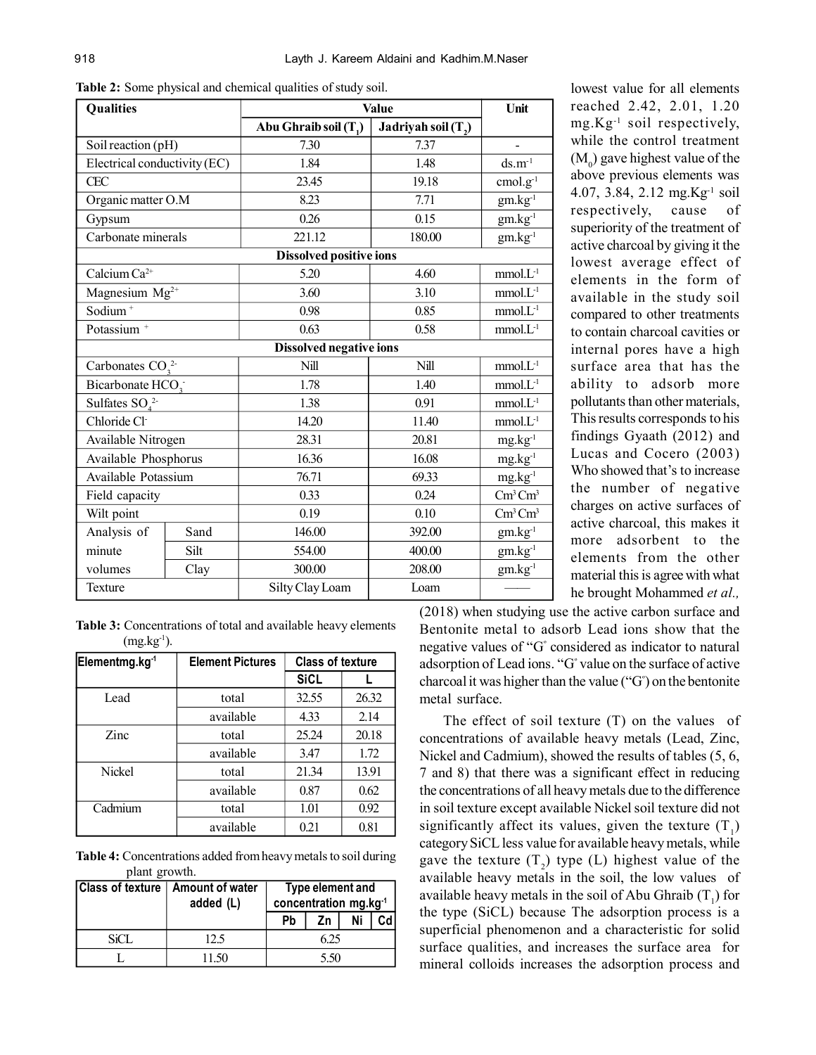**Table 2:** Some physical and chemical qualities of study soil.

| Qualities | | Value | | Unit |
|---|---|---|---|---|
| | | Abu Ghraib soil ($T_1$) | Jadriyah soil ($T_2$) | |
| Soil reaction (pH) | | 7.30 | 7.37 | - |
| Electrical conductivity (EC) | | 1.84 | 1.48 | $ds.m^{-1}$ |
| CEC | | 23.45 | 19.18 | $cmol.g^{-1}$ |
| Organic matter O.M | | 8.23 | 7.71 | $gm.kg^{-1}$ |
| Gypsum | | 0.26 | 0.15 | $gm.kg^{-1}$ |
| Carbonate minerals | | 221.12 | 180.00 | $gm.kg^{-1}$ |
| **Dissolved positive ions** | | | | |
| Calcium $Ca^{2+}$ | | 5.20 | 4.60 | $mmol.L^{-1}$ |
| Magnesium $Mg^{2+}$ | | 3.60 | 3.10 | $mmol.L^{-1}$ |
| Sodium $^{+}$ | | 0.98 | 0.85 | $mmol.L^{-1}$ |
| Potassium $^{+}$ | | 0.63 | 0.58 | $mmol.L^{-1}$ |
| **Dissolved negative ions** | | | | |
| Carbonates $CO_3^{2-}$ | | Nill | Nill | $mmol.L^{-1}$ |
| Bicarbonate $HCO_3^{-}$ | | 1.78 | 1.40 | $mmol.L^{-1}$ |
| Sulfates $SO_4^{2-}$ | | 1.38 | 0.91 | $mmol.L^{-1}$ |
| Chloride $Cl^{-}$ | | 14.20 | 11.40 | $mmol.L^{-1}$ |
| Available Nitrogen | | 28.31 | 20.81 | $mg.kg^{-1}$ |
| Available Phosphorus | | 16.36 | 16.08 | $mg.kg^{-1}$ |
| Available Potassium | | 76.71 | 69.33 | $mg.kg^{-1}$ |
| Field capacity | | 0.33 | 0.24 | $Cm^3 Cm^3$ |
| Wilt point | | 0.19 | 0.10 | $Cm^3 Cm^3$ |
| Analysis of minute volumes | Sand | 146.00 | 392.00 | $gm.kg^{-1}$ |
| | Silt | 554.00 | 400.00 | $gm.kg^{-1}$ |
| | Clay | 300.00 | 208.00 | $gm.kg^{-1}$ |
| Texture | | Silty Clay Loam | Loam | —— |

**Table 3:** Concentrations of total and available heavy elements ($mg.kg^{-1}$).

| Elementmg.kg$^{-1}$ | Element Pictures | Class of texture | |
|---|---|---|---|
| | | SiCL | L |
| Lead | total | 32.55 | 26.32 |
| | available | 4.33 | 2.14 |
| Zinc | total | 25.24 | 20.18 |
| | available | 3.47 | 1.72 |
| Nickel | total | 21.34 | 13.91 |
| | available | 0.87 | 0.62 |
| Cadmium | total | 1.01 | 0.92 |
| | available | 0.21 | 0.81 |

**Table 4:** Concentrations added from heavy metals to soil during plant growth.

| Class of texture | Amount of water added (L) | Type element and concentration mg.kg$^{-1}$ | | | |
|---|---|---|---|---|---|
| | | Pb | Zn | Ni | Cd |
| SiCL | 12.5 | 6.25 | | | |
| L | 11.50 | 5.50 | | | |

lowest value for all elements reached 2.42, 2.01, 1.20 $mg.Kg^{-1}$ soil respectively, while the control treatment ($M_0$) gave highest value of the above previous elements was 4.07, 3.84, 2.12 $mg.Kg^{-1}$ soil respectively, cause of superiority of the treatment of active charcoal by giving it the lowest average effect of elements in the form of available in the study soil compared to other treatments to contain charcoal cavities or internal pores have a high surface area that has the ability to adsorb more pollutants than other materials, This results corresponds to his findings Gyaath (2012) and Lucas and Cocero (2003) Who showed that's to increase the number of negative charges on active surfaces of active charcoal, this makes it more adsorbent to the elements from the other material this is agree with what he brought Mohammed *et al.,* (2018) when studying use the active carbon surface and Bentonite metal to adsorb Lead ions show that the negative values of "G° considered as indicator to natural adsorption of Lead ions. "G° value on the surface of active charcoal it was higher than the value ("G°) on the bentonite metal surface.

The effect of soil texture (T) on the values of concentrations of available heavy metals (Lead, Zinc, Nickel and Cadmium), showed the results of tables (5, 6, 7 and 8) that there was a significant effect in reducing the concentrations of all heavy metals due to the difference in soil texture except available Nickel soil texture did not significantly affect its values, given the texture ($T_1$) category SiCL less value for available heavy metals, while gave the texture ($T_2$) type (L) highest value of the available heavy metals in the soil, the low values of available heavy metals in the soil of Abu Ghraib ($T_1$) for the type (SiCL) because The adsorption process is a superficial phenomenon and a characteristic for solid surface qualities, and increases the surface area for mineral colloids increases the adsorption process and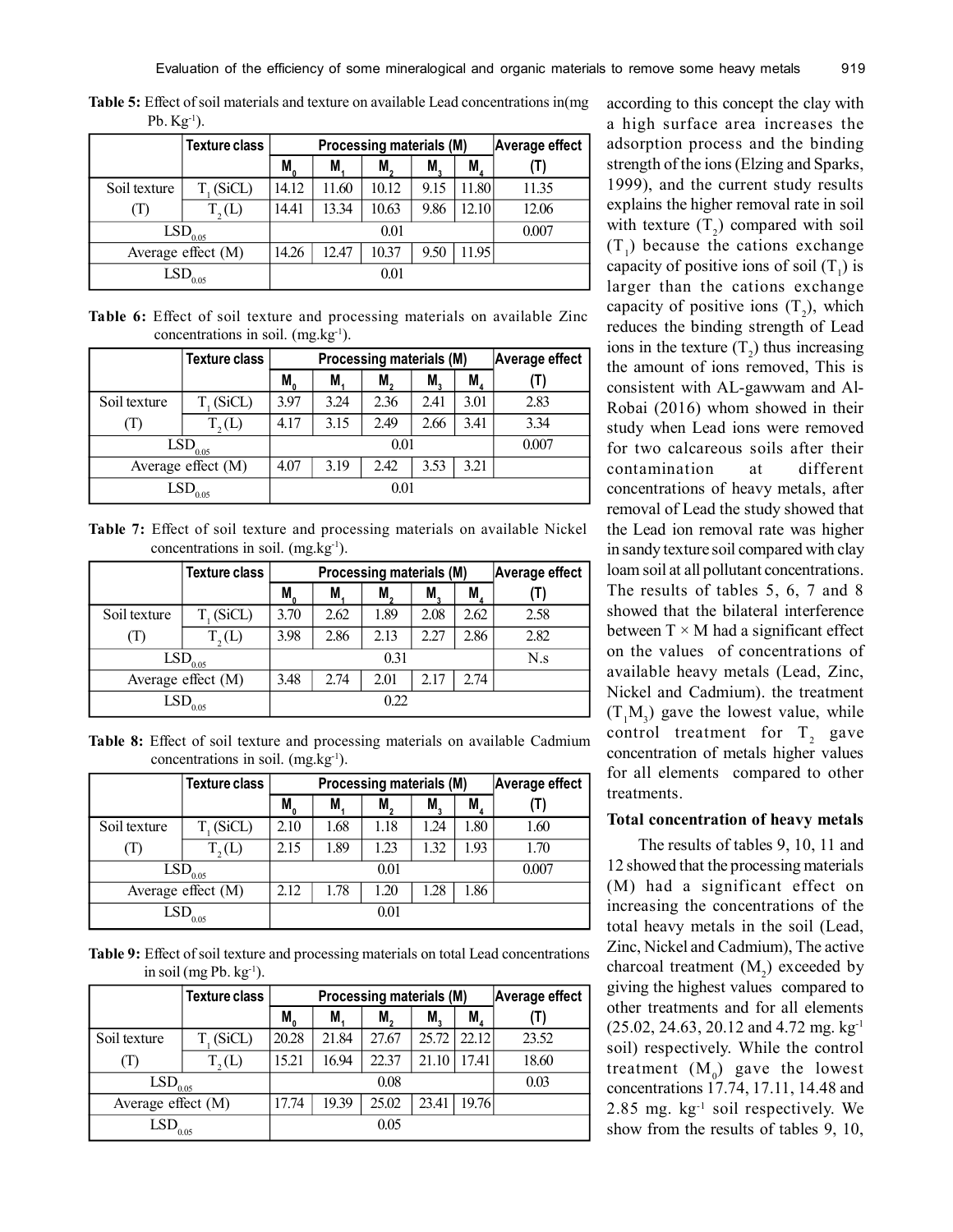**Table 5:** Effect of soil materials and texture on available Lead concentrations in(mg Pb. $Kg^{-1}$).

| | Texture class | Processing materials (M) | | | | | Average effect |
|---|---|---|---|---|---|---|---|
| | | $M_0$ | $M_1$ | $M_2$ | $M_3$ | $M_4$ | (T) |
| Soil texture | $T_1$ (SiCL) | 14.12 | 11.60 | 10.12 | 9.15 | 11.80 | 11.35 |
| (T) | $T_2$ (L) | 14.41 | 13.34 | 10.63 | 9.86 | 12.10 | 12.06 |
| $LSD_{0.05}$ | | 0.01 | | | | | 0.007 |
| Average effect (M) | | 14.26 | 12.47 | 10.37 | 9.50 | 11.95 | |
| $LSD_{0.05}$ | | 0.01 | | | | | |

**Table 6:** Effect of soil texture and processing materials on available Zinc concentrations in soil. ($mg.kg^{-1}$).

| | Texture class | Processing materials (M) | | | | | Average effect |
|---|---|---|---|---|---|---|---|
| | | $M_0$ | $M_1$ | $M_2$ | $M_3$ | $M_4$ | (T) |
| Soil texture | $T_1$ (SiCL) | 3.97 | 3.24 | 2.36 | 2.41 | 3.01 | 2.83 |
| (T) | $T_2$ (L) | 4.17 | 3.15 | 2.49 | 2.66 | 3.41 | 3.34 |
| $LSD_{0.05}$ | | 0.01 | | | | | 0.007 |
| Average effect (M) | | 4.07 | 3.19 | 2.42 | 3.53 | 3.21 | |
| $LSD_{0.05}$ | | 0.01 | | | | | |

**Table 7:** Effect of soil texture and processing materials on available Nickel concentrations in soil. ($mg.kg^{-1}$).

| | Texture class | Processing materials (M) | | | | | Average effect |
|---|---|---|---|---|---|---|---|
| | | $M_0$ | $M_1$ | $M_2$ | $M_3$ | $M_4$ | (T) |
| Soil texture | $T_1$ (SiCL) | 3.70 | 2.62 | 1.89 | 2.08 | 2.62 | 2.58 |
| (T) | $T_2$ (L) | 3.98 | 2.86 | 2.13 | 2.27 | 2.86 | 2.82 |
| $LSD_{0.05}$ | | 0.31 | | | | | N.s |
| Average effect (M) | | 3.48 | 2.74 | 2.01 | 2.17 | 2.74 | |
| $LSD_{0.05}$ | | 0.22 | | | | | |

**Table 8:** Effect of soil texture and processing materials on available Cadmium concentrations in soil. ($mg.kg^{-1}$).

| | Texture class | Processing materials (M) | | | | | Average effect |
|---|---|---|---|---|---|---|---|
| | | $M_0$ | $M_1$ | $M_2$ | $M_3$ | $M_4$ | (T) |
| Soil texture | $T_1$ (SiCL) | 2.10 | 1.68 | 1.18 | 1.24 | 1.80 | 1.60 |
| (T) | $T_2$ (L) | 2.15 | 1.89 | 1.23 | 1.32 | 1.93 | 1.70 |
| $LSD_{0.05}$ | | 0.01 | | | | | 0.007 |
| Average effect (M) | | 2.12 | 1.78 | 1.20 | 1.28 | 1.86 | |
| $LSD_{0.05}$ | | 0.01 | | | | | |

**Table 9:** Effect of soil texture and processing materials on total Lead concentrations in soil (mg Pb. $kg^{-1}$).

| | Texture class | Processing materials (M) | | | | | Average effect |
|---|---|---|---|---|---|---|---|
| | | $M_0$ | $M_1$ | $M_2$ | $M_3$ | $M_4$ | (T) |
| Soil texture | $T_1$ (SiCL) | 20.28 | 21.84 | 27.67 | 25.72 | 22.12 | 23.52 |
| (T) | $T_2$ (L) | 15.21 | 16.94 | 22.37 | 21.10 | 17.41 | 18.60 |
| $LSD_{0.05}$ | | 0.08 | | | | | 0.03 |
| Average effect (M) | | 17.74 | 19.39 | 25.02 | 23.41 | 19.76 | |
| $LSD_{0.05}$ | | 0.05 | | | | | |

according to this concept the clay with a high surface area increases the adsorption process and the binding strength of the ions (Elzing and Sparks, 1999), and the current study results explains the higher removal rate in soil with texture ($T_2$) compared with soil ($T_1$) because the cations exchange capacity of positive ions of soil ($T_1$) is larger than the cations exchange capacity of positive ions ($T_2$), which reduces the binding strength of Lead ions in the texture ($T_2$) thus increasing the amount of ions removed, This is consistent with AL-gawwam and Al-Robai (2016) whom showed in their study when Lead ions were removed for two calcareous soils after their contamination at different concentrations of heavy metals, after removal of Lead the study showed that the Lead ion removal rate was higher in sandy texture soil compared with clay loam soil at all pollutant concentrations. The results of tables 5, 6, 7 and 8 showed that the bilateral interference between T × M had a significant effect on the values of concentrations of available heavy metals (Lead, Zinc, Nickel and Cadmium). the treatment ($T_1M_3$) gave the lowest value, while control treatment for $T_2$ gave concentration of metals higher values for all elements compared to other treatments.

### Total concentration of heavy metals

The results of tables 9, 10, 11 and 12 showed that the processing materials (M) had a significant effect on increasing the concentrations of the total heavy metals in the soil (Lead, Zinc, Nickel and Cadmium), The active charcoal treatment ($M_2$) exceeded by giving the highest values compared to other treatments and for all elements (25.02, 24.63, 20.12 and 4.72 mg. $kg^{-1}$ soil) respectively. While the control treatment ($M_0$) gave the lowest concentrations 17.74, 17.11, 14.48 and 2.85 mg. $kg^{-1}$ soil respectively. We show from the results of tables 9, 10,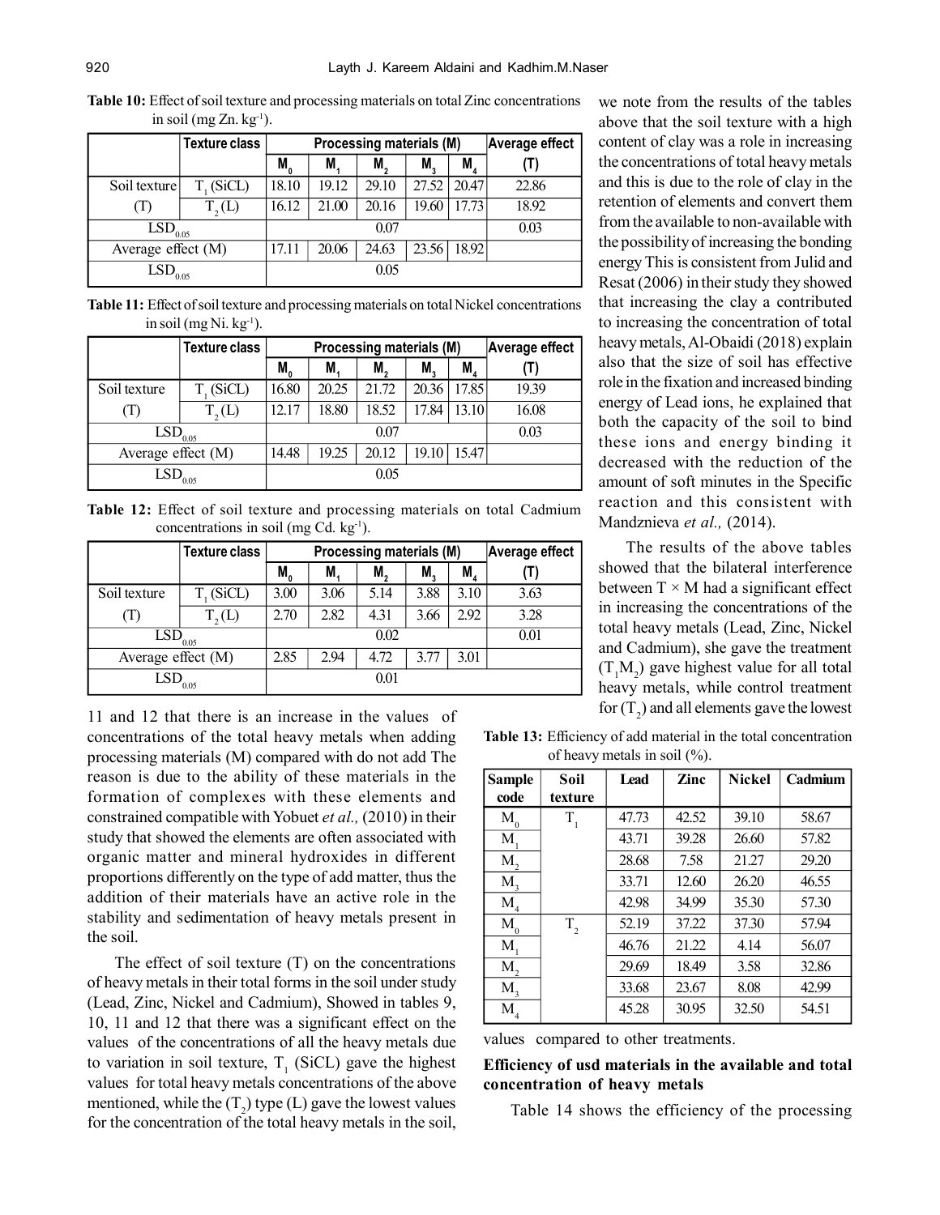**Table 10:** Effect of soil texture and processing materials on total Zinc concentrations in soil (mg Zn. $kg^{-1}$).

| | Texture class | Processing materials (M) | | | | | Average effect |
|---|---|---|---|---|---|---|---|
| | | $M_0$ | $M_1$ | $M_2$ | $M_3$ | $M_4$ | (T) |
| Soil texture (T) | $T_1$ (SiCL) | 18.10 | 19.12 | 29.10 | 27.52 | 20.47 | 22.86 |
| | $T_2$ (L) | 16.12 | 21.00 | 20.16 | 19.60 | 17.73 | 18.92 |
| $LSD_{0.05}$ | | 0.07 | | | | | 0.03 |
| Average effect (M) | | 17.11 | 20.06 | 24.63 | 23.56 | 18.92 | |
| $LSD_{0.05}$ | | 0.05 | | | | | |

**Table 11:** Effect of soil texture and processing materials on total Nickel concentrations in soil (mg Ni. $kg^{-1}$).

| | Texture class | Processing materials (M) | | | | | Average effect |
|---|---|---|---|---|---|---|---|
| | | $M_0$ | $M_1$ | $M_2$ | $M_3$ | $M_4$ | (T) |
| Soil texture (T) | $T_1$ (SiCL) | 16.80 | 20.25 | 21.72 | 20.36 | 17.85 | 19.39 |
| | $T_2$ (L) | 12.17 | 18.80 | 18.52 | 17.84 | 13.10 | 16.08 |
| $LSD_{0.05}$ | | 0.07 | | | | | 0.03 |
| Average effect (M) | | 14.48 | 19.25 | 20.12 | 19.10 | 15.47 | |
| $LSD_{0.05}$ | | 0.05 | | | | | |

**Table 12:** Effect of soil texture and processing materials on total Cadmium concentrations in soil (mg Cd. $kg^{-1}$).

| | Texture class | Processing materials (M) | | | | | Average effect |
|---|---|---|---|---|---|---|---|
| | | $M_0$ | $M_1$ | $M_2$ | $M_3$ | $M_4$ | (T) |
| Soil texture (T) | $T_1$ (SiCL) | 3.00 | 3.06 | 5.14 | 3.88 | 3.10 | 3.63 |
| | $T_2$ (L) | 2.70 | 2.82 | 4.31 | 3.66 | 2.92 | 3.28 |
| $LSD_{0.05}$ | | 0.02 | | | | | 0.01 |
| Average effect (M) | | 2.85 | 2.94 | 4.72 | 3.77 | 3.01 | |
| $LSD_{0.05}$ | | 0.01 | | | | | |

11 and 12 that there is an increase in the values of concentrations of the total heavy metals when adding processing materials (M) compared with do not add The reason is due to the ability of these materials in the formation of complexes with these elements and constrained compatible with Yobuet *et al.,* (2010) in their study that showed the elements are often associated with organic matter and mineral hydroxides in different proportions differently on the type of add matter, thus the addition of their materials have an active role in the stability and sedimentation of heavy metals present in the soil.

The effect of soil texture (T) on the concentrations of heavy metals in their total forms in the soil under study (Lead, Zinc, Nickel and Cadmium), Showed in tables 9, 10, 11 and 12 that there was a significant effect on the values of the concentrations of all the heavy metals due to variation in soil texture, $T_1$ (SiCL) gave the highest values for total heavy metals concentrations of the above mentioned, while the ($T_2$) type (L) gave the lowest values for the concentration of the total heavy metals in the soil, we note from the results of the tables above that the soil texture with a high content of clay was a role in increasing the concentrations of total heavy metals and this is due to the role of clay in the retention of elements and convert them from the available to non-available with the possibility of increasing the bonding energy This is consistent from Julid and Resat (2006) in their study they showed that increasing the clay a contributed to increasing the concentration of total heavy metals, Al-Obaidi (2018) explain also that the size of soil has effective role in the fixation and increased binding energy of Lead ions, he explained that both the capacity of the soil to bind these ions and energy binding it decreased with the reduction of the amount of soft minutes in the Specific reaction and this consistent with Mandznieva *et al.,* (2014).

The results of the above tables showed that the bilateral interference between T × M had a significant effect in increasing the concentrations of the total heavy metals (Lead, Zinc, Nickel and Cadmium), she gave the treatment ($T_1M_2$) gave highest value for all total heavy metals, while control treatment for ($T_2$) and all elements gave the lowest values compared to other treatments.

**Table 13:** Efficiency of add material in the total concentration of heavy metals in soil (%).

| Sample code | Soil texture | Lead | Zinc | Nickel | Cadmium |
|---|---|---|---|---|---|
| $M_0$ | $T_1$ | 47.73 | 42.52 | 39.10 | 58.67 |
| $M_1$ | | 43.71 | 39.28 | 26.60 | 57.82 |
| $M_2$ | | 28.68 | 7.58 | 21.27 | 29.20 |
| $M_3$ | | 33.71 | 12.60 | 26.20 | 46.55 |
| $M_4$ | | 42.98 | 34.99 | 35.30 | 57.30 |
| $M_0$ | $T_2$ | 52.19 | 37.22 | 37.30 | 57.94 |
| $M_1$ | | 46.76 | 21.22 | 4.14 | 56.07 |
| $M_2$ | | 29.69 | 18.49 | 3.58 | 32.86 |
| $M_3$ | | 33.68 | 23.67 | 8.08 | 42.99 |
| $M_4$ | | 45.28 | 30.95 | 32.50 | 54.51 |

**Efficiency of usd materials in the available and total concentration of heavy metals**

Table 14 shows the efficiency of the processing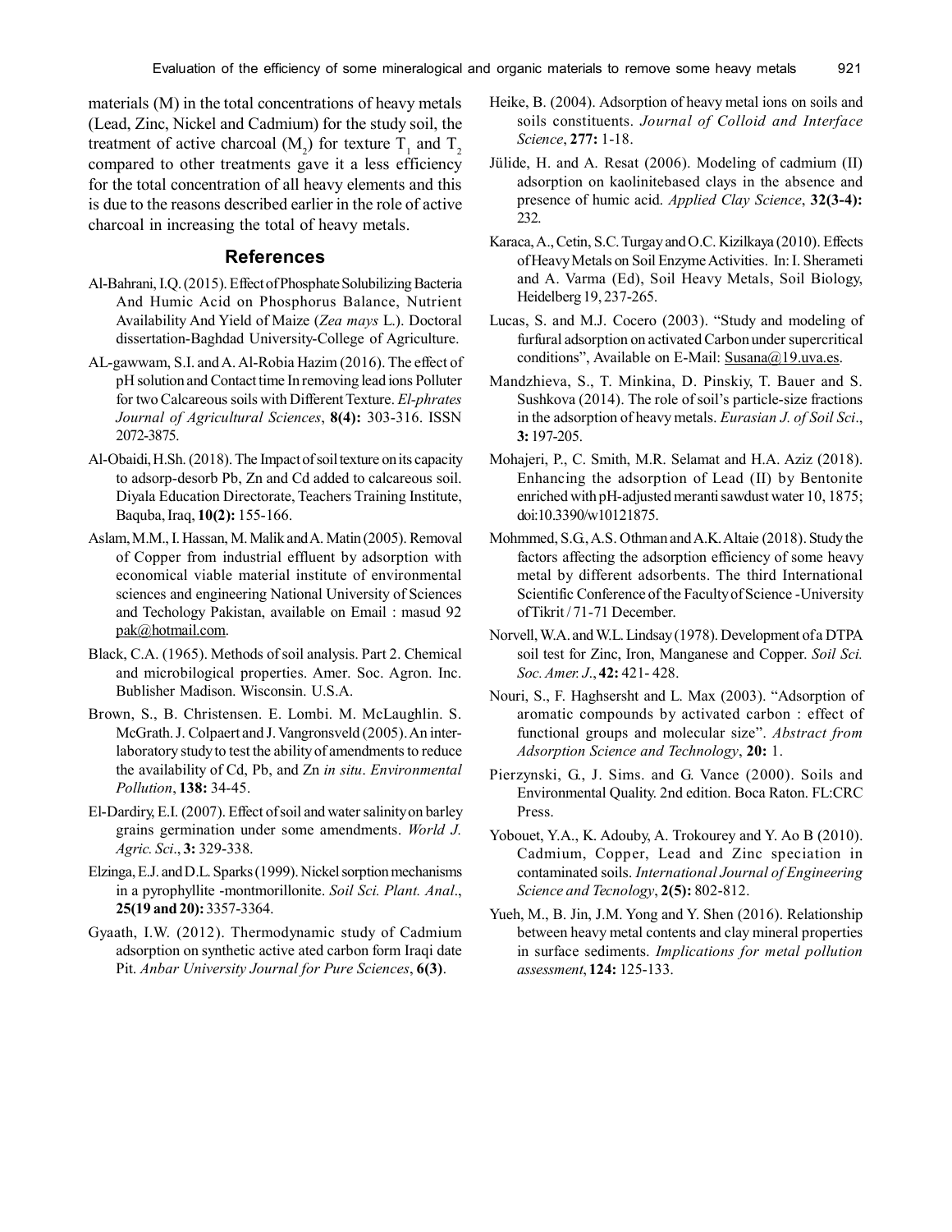materials (M) in the total concentrations of heavy metals (Lead, Zinc, Nickel and Cadmium) for the study soil, the treatment of active charcoal ($M_2$) for texture $T_1$ and $T_2$ compared to other treatments gave it a less efficiency for the total concentration of all heavy elements and this is due to the reasons described earlier in the role of active charcoal in increasing the total of heavy metals.

## References

Al-Bahrani, I.Q. (2015). Effect of Phosphate Solubilizing Bacteria And Humic Acid on Phosphorus Balance, Nutrient Availability And Yield of Maize (*Zea mays* L.). Doctoral dissertation-Baghdad University-College of Agriculture.

AL-gawwam, S.I. and A. Al-Robia Hazim (2016). The effect of pH solution and Contact time In removing lead ions Polluter for two Calcareous soils with Different Texture. *El-phrates Journal of Agricultural Sciences*, **8(4):** 303-316. ISSN 2072-3875.

Al-Obaidi, H.Sh. (2018). The Impact of soil texture on its capacity to adsorp-desorb Pb, Zn and Cd added to calcareous soil. Diyala Education Directorate, Teachers Training Institute, Baquba, Iraq, **10(2):** 155-166.

Aslam, M.M., I. Hassan, M. Malik and A. Matin (2005). Removal of Copper from industrial effluent by adsorption with economical viable material institute of environmental sciences and engineering National University of Sciences and Techology Pakistan, available on Email : masud 92 pak@hotmail.com.

Black, C.A. (1965). Methods of soil analysis. Part 2. Chemical and microbiological properties. Amer. Soc. Agron. Inc. Bublisher Madison. Wisconsin. U.S.A.

Brown, S., B. Christensen. E. Lombi. M. McLaughlin. S. McGrath. J. Colpaert and J. Vangronsveld (2005). An inter-laboratory study to test the ability of amendments to reduce the availability of Cd, Pb, and Zn *in situ*. *Environmental Pollution*, **138:** 34-45.

El-Dardiry, E.I. (2007). Effect of soil and water salinity on barley grains germination under some amendments. *World J. Agric. Sci*., **3:** 329-338.

Elzinga, E.J. and D.L. Sparks (1999). Nickel sorption mechanisms in a pyrophyllite -montmorillonite. *Soil Sci. Plant. Anal*., **25(19 and 20):** 3357-3364.

Gyaath, I.W. (2012). Thermodynamic study of Cadmium adsorption on synthetic active ated carbon form Iraqi date Pit. *Anbar University Journal for Pure Sciences*, **6(3)**.

Heike, B. (2004). Adsorption of heavy metal ions on soils and soils constituents. *Journal of Colloid and Interface Science*, **277:** 1-18.

Jülide, H. and A. Resat (2006). Modeling of cadmium (II) adsorption on kaolinitebased clays in the absence and presence of humic acid. *Applied Clay Science*, **32(3-4):** 232.

Karaca, A., Cetin, S.C. Turgay and O.C. Kizilkaya (2010). Effects of Heavy Metals on Soil Enzyme Activities. In: I. Sherameti and A. Varma (Ed), Soil Heavy Metals, Soil Biology, Heidelberg 19, 237-265.

Lucas, S. and M.J. Cocero (2003). "Study and modeling of furfural adsorption on activated Carbon under supercritical conditions", Available on E-Mail: Susana@19.uva.es.

Mandzhieva, S., T. Minkina, D. Pinskiy, T. Bauer and S. Sushkova (2014). The role of soil's particle-size fractions in the adsorption of heavy metals. *Eurasian J. of Soil Sci*., **3:** 197-205.

Mohajeri, P., C. Smith, M.R. Selamat and H.A. Aziz (2018). Enhancing the adsorption of Lead (II) by Bentonite enriched with pH-adjusted meranti sawdust water 10, 1875; doi:10.3390/w10121875.

Mohmmed, S.G., A.S. Othman and A.K. Altaie (2018). Study the factors affecting the adsorption efficiency of some heavy metal by different adsorbents. The third International Scientific Conference of the Faculty of Science -University of Tikrit / 71-71 December.

Norvell, W.A. and W.L. Lindsay (1978). Development of a DTPA soil test for Zinc, Iron, Manganese and Copper. *Soil Sci. Soc. Amer. J*., **42:** 421- 428.

Nouri, S., F. Haghsersht and L. Max (2003). "Adsorption of aromatic compounds by activated carbon : effect of functional groups and molecular size". *Abstract from Adsorption Science and Technology*, **20:** 1.

Pierzynski, G., J. Sims. and G. Vance (2000). Soils and Environmental Quality. 2nd edition. Boca Raton. FL:CRC Press.

Yobouet, Y.A., K. Adouby, A. Trokourey and Y. Ao B (2010). Cadmium, Copper, Lead and Zinc speciation in contaminated soils. *International Journal of Engineering Science and Tecnology*, **2(5):** 802-812.

Yueh, M., B. Jin, J.M. Yong and Y. Shen (2016). Relationship between heavy metal contents and clay mineral properties in surface sediments. *Implications for metal pollution assessment*, **124:** 125-133.